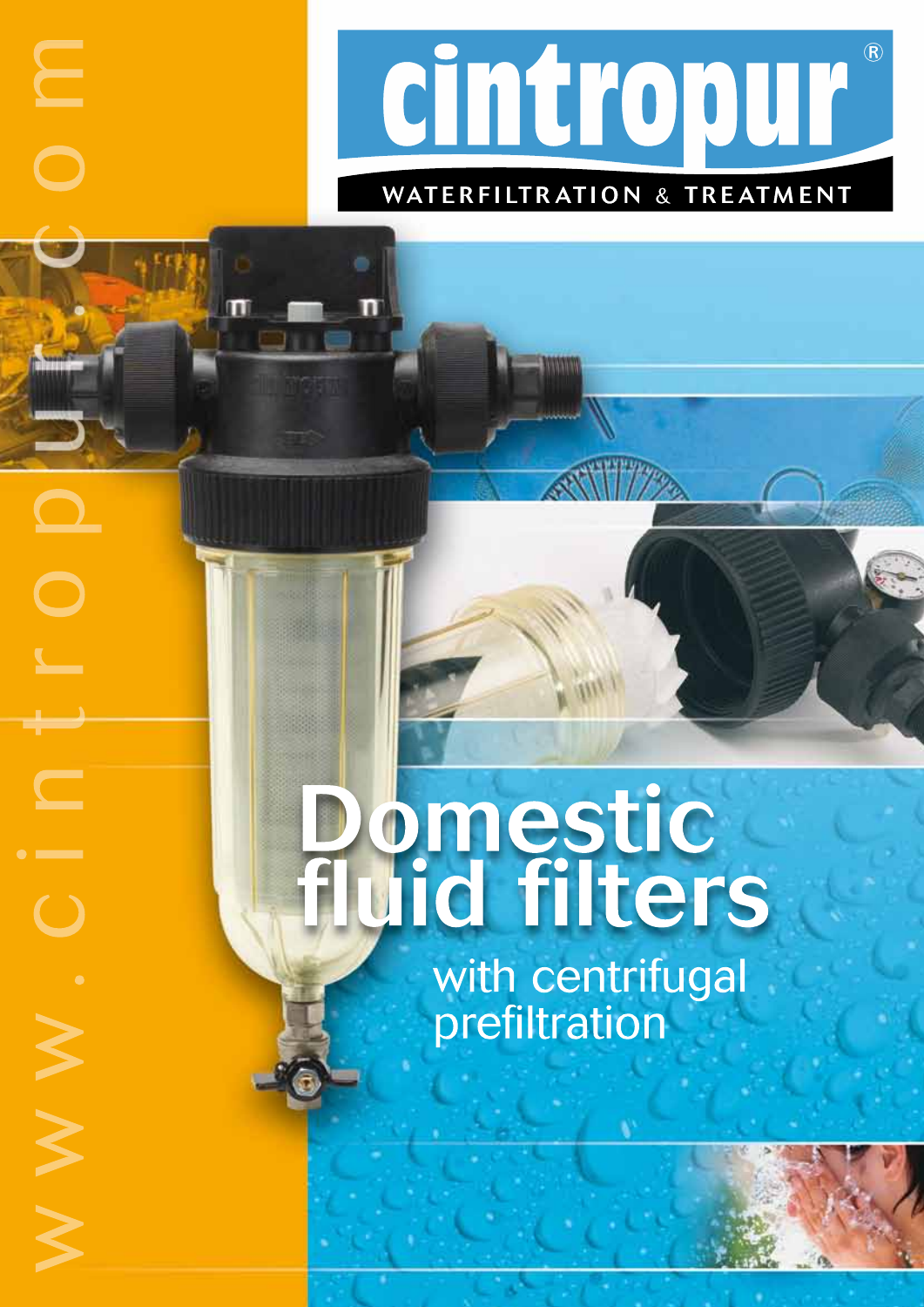# cintropur®

WATERFILTRATION & TREATMENT

www.cintropur.com

# Domestic fluid filters

## with centrifugal prefiltration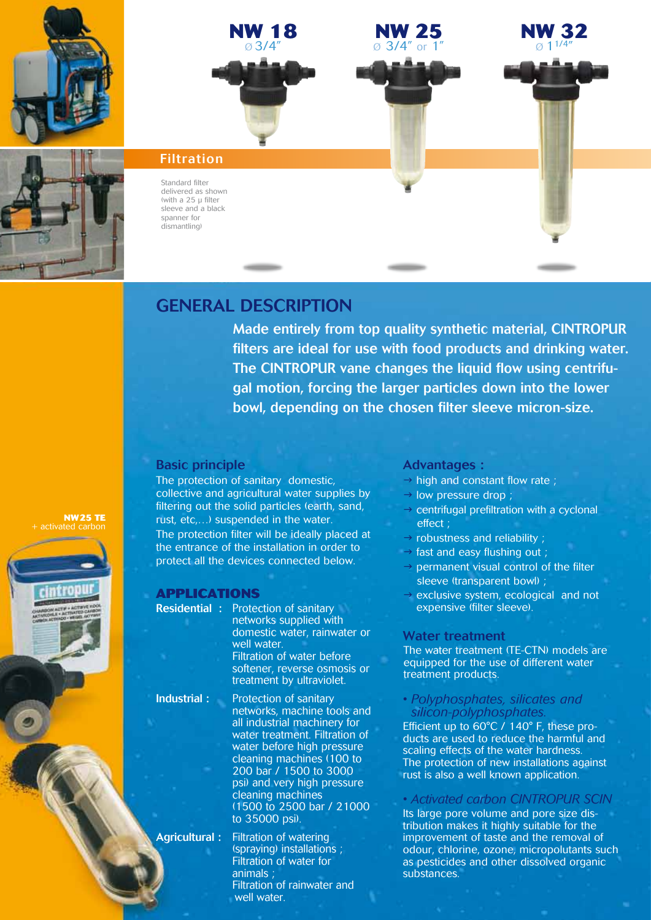**NW 18**
Ø 3/4″

**NW 25**
Ø 3/4″ or 1″

**NW 32**
Ø 1 1/4″

## Filtration

Standard filter delivered as shown (with a 25 µ filter sleeve and a black spanner for dismantling)

**NW25 TE**
+ activated carbon

# GENERAL DESCRIPTION

**Made entirely from top quality synthetic material, CINTROPUR filters are ideal for use with food products and drinking water. The CINTROPUR vane changes the liquid flow using centrifugal motion, forcing the larger particles down into the lower bowl, depending on the chosen filter sleeve micron-size.**

## Basic principle

The protection of sanitary domestic, collective and agricultural water supplies by filtering out the solid particles (earth, sand, rust, etc,...) suspended in the water.
The protection filter will be ideally placed at the entrance of the installation in order to protect all the devices connected below.

## APPLICATIONS

**Residential :** Protection of sanitary networks supplied with domestic water, rainwater or well water.
Filtration of water before softener, reverse osmosis or treatment by ultraviolet.

**Industrial :** Protection of sanitary networks, machine tools and all industrial machinery for water treatment. Filtration of water before high pressure cleaning machines (100 to 200 bar / 1500 to 3000 psi) and very high pressure cleaning machines (1500 to 2500 bar / 21000 to 35000 psi).

**Agricultural :** Filtration of watering (spraying) installations ;
Filtration of water for animals ;
Filtration of rainwater and well water.

## Advantages :

- → high and constant flow rate ;
- → low pressure drop ;
- → centrifugal prefiltration with a cyclonal effect ;
- → robustness and reliability ;
- → fast and easy flushing out ;
- → permanent visual control of the filter sleeve (transparent bowl) ;
- → exclusive system, ecological and not expensive (filter sleeve).

## Water treatment

The water treatment (TE-CTN) models are equipped for the use of different water treatment products.

*• Polyphosphates, silicates and silicon-polyphosphates.*
Efficient up to 60°C / 140° F, these products are used to reduce the harmful and scaling effects of the water hardness.
The protection of new installations against rust is also a well known application.

*• Activated carbon CINTROPUR SCIN*
Its large pore volume and pore size distribution makes it highly suitable for the improvement of taste and the removal of odour, chlorine, ozone, micropolutants such as pesticides and other dissolved organic substances.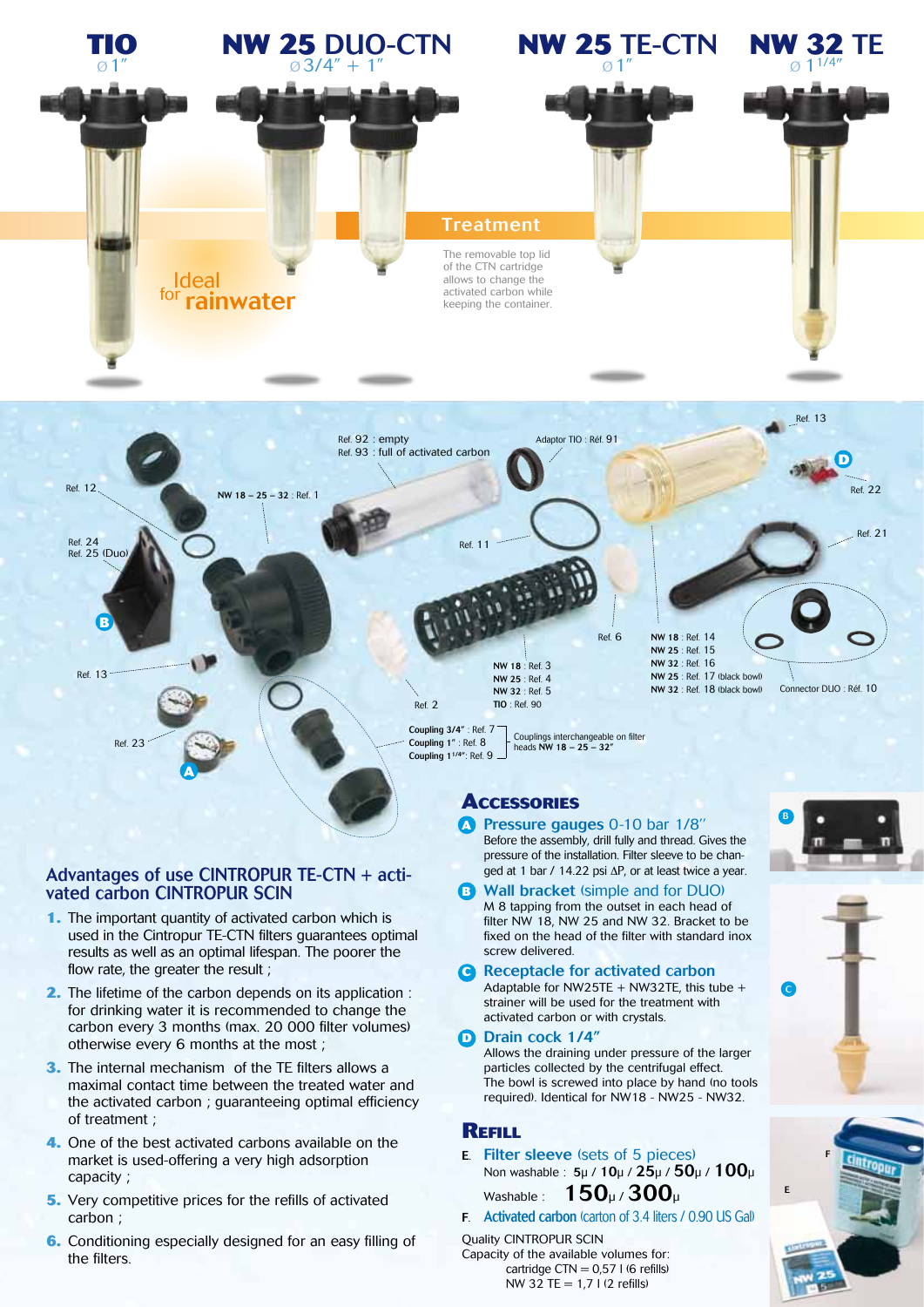# TIO
Ø 1″

# NW 25 DUO-CTN
Ø 3/4″ + 1″

# NW 25 TE-CTN
Ø 1″

# NW 32 TE
Ø 1 1/4″

Ideal for rainwater

## Treatment

The removable top lid of the CTN cartridge allows to change the activated carbon while keeping the container.

Ref. 92 : empty
Ref. 93 : full of activated carbon

Adaptor TIO : Réf. 91

Ref. 13

Ref. 12

NW 18 – 25 – 32 : Ref. 1

Ref. 22

Ref. 24
Ref. 25 (Duo)

Ref. 11

Ref. 21

Ref. 6

NW 18 : Ref. 14
NW 25 : Ref. 15
NW 32 : Ref. 16
NW 25 : Ref. 17 (black bowl)
NW 32 : Ref. 18 (black bowl)

Connector DUO : Réf. 10

Ref. 13

NW 18 : Ref. 3
NW 25 : Ref. 4
NW 32 : Ref. 5
TIO : Ref. 90

Ref. 2

Ref. 23

Coupling 3/4″ : Ref. 7
Coupling 1″ : Ref. 8
Coupling 1 1/4″: Ref. 9

Couplings interchangeable on filter heads NW 18 – 25 – 32″

## Advantages of use CINTROPUR TE-CTN + activated carbon CINTROPUR SCIN

1. The important quantity of activated carbon which is used in the Cintropur TE-CTN filters guarantees optimal results as well as an optimal lifespan. The poorer the flow rate, the greater the result ;
2. The lifetime of the carbon depends on its application : for drinking water it is recommended to change the carbon every 3 months (max. 20 000 filter volumes) otherwise every 6 months at the most ;
3. The internal mechanism of the TE filters allows a maximal contact time between the treated water and the activated carbon ; guaranteeing optimal efficiency of treatment ;
4. One of the best activated carbons available on the market is used-offering a very high adsorption capacity ;
5. Very competitive prices for the refills of activated carbon ;
6. Conditioning especially designed for an easy filling of the filters.

## Accessories

**A** **Pressure gauges** 0-10 bar 1/8″
Before the assembly, drill fully and thread. Gives the pressure of the installation. Filter sleeve to be changed at 1 bar / 14.22 psi ΔP, or at least twice a year.

**B** **Wall bracket** (simple and for DUO)
M 8 tapping from the outset in each head of filter NW 18, NW 25 and NW 32. Bracket to be fixed on the head of the filter with standard inox screw delivered.

**C** **Receptacle for activated carbon**
Adaptable for NW25TE + NW32TE, this tube + strainer will be used for the treatment with activated carbon or with crystals.

**D** **Drain cock 1/4″**
Allows the draining under pressure of the larger particles collected by the centrifugal effect.
The bowl is screwed into place by hand (no tools required). Identical for NW18 - NW25 - NW32.

## Refill

**E.** **Filter sleeve** (sets of 5 pieces)
Non washable : 5μ / 10μ / 25μ / 50μ / 100μ
Washable : 150μ / 300μ

**F.** **Activated carbon** (carton of 3.4 liters / 0.90 US Gal)

Quality CINTROPUR SCIN
Capacity of the available volumes for:
cartridge CTN = 0,57 l (6 refills)
NW 32 TE = 1,7 l (2 refills)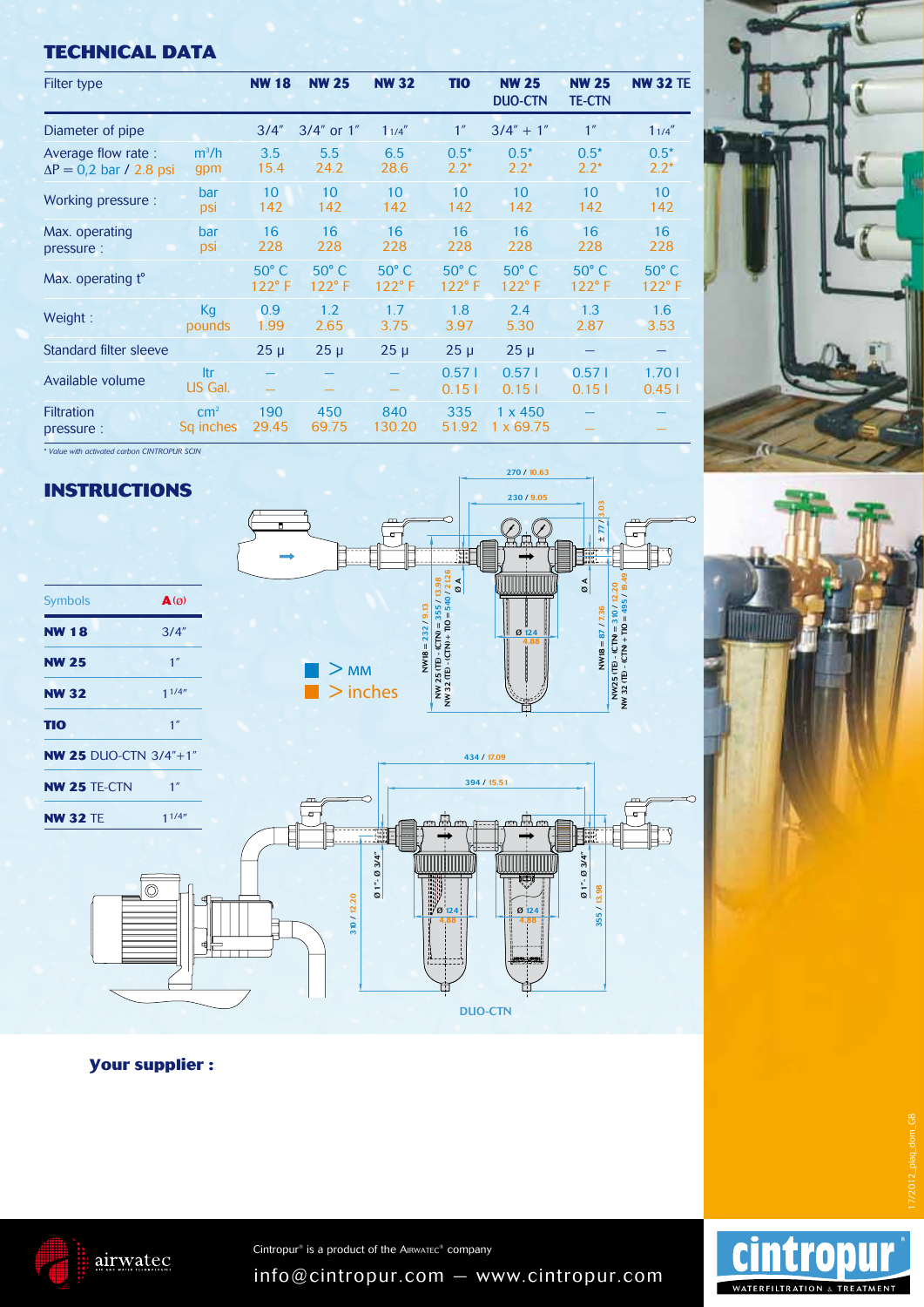## TECHNICAL DATA

| Filter type | | NW 18 | NW 25 | NW 32 | TIO | NW 25 DUO-CTN | NW 25 TE-CTN | NW 32 TE |
|---|---|---|---|---|---|---|---|---|
| Diameter of pipe | | 3/4" | 3/4" or 1" | 1 1/4" | 1" | 3/4" + 1" | 1" | 1 1/4" |
| Average flow rate : ΔP = 0,2 bar / 2.8 psi | m³/h<br>gpm | 3.5<br>15.4 | 5.5<br>24.2 | 6.5<br>28.6 | 0.5*<br>2.2* | 0.5*<br>2.2* | 0.5*<br>2.2* | 0.5*<br>2.2* |
| Working pressure : | bar<br>psi | 10<br>142 | 10<br>142 | 10<br>142 | 10<br>142 | 10<br>142 | 10<br>142 | 10<br>142 |
| Max. operating pressure : | bar<br>psi | 16<br>228 | 16<br>228 | 16<br>228 | 16<br>228 | 16<br>228 | 16<br>228 | 16<br>228 |
| Max. operating t° | | 50° C<br>122° F | 50° C<br>122° F | 50° C<br>122° F | 50° C<br>122° F | 50° C<br>122° F | 50° C<br>122° F | 50° C<br>122° F |
| Weight : | Kg<br>pounds | 0.9<br>1.99 | 1.2<br>2.65 | 1.7<br>3.75 | 1.8<br>3.97 | 2.4<br>5.30 | 1.3<br>2.87 | 1.6<br>3.53 |
| Standard filter sleeve | | 25 µ | 25 µ | 25 µ | 25 µ | 25 µ | – | – |
| Available volume | ltr<br>US Gal. | –<br>– | –<br>– | –<br>– | 0.57 l<br>0.15 l | 0.57 l<br>0.15 l | 0.57 l<br>0.15 l | 1.70 l<br>0.45 l |
| Filtration pressure : | cm²<br>Sq inches | 190<br>29.45 | 450<br>69.75 | 840<br>130.20 | 335<br>51.92 | 1 x 450<br>1 x 69.75 | –<br>– | –<br>– |

*Value with activated carbon CINTROPUR SCIN*

## INSTRUCTIONS

| Symbols | A (ø) |
|---|---|
| **NW 18** | 3/4" |
| **NW 25** | 1" |
| **NW 32** | 1 1/4" |
| **TIO** | 1" |
| **NW 25** DUO-CTN | 3/4"+1" |
| **NW 25** TE-CTN | 1" |
| **NW 32** TE | 1 1/4" |

> MM
> inches

270 / 10.63
230 / 9.05
± 77 / 3.03
Ø A
Ø 124 / 4.88
NW18 = 232 / 9.13
NW 25 (TE) - (CTN) = 355 / 13.98
NW 32 (TE) - (CTN) + TIO = 540 / 2126
NW18 = 87 / 7.36
NW25 (TE) - (CTN) = 310 / 12.20
NW 32 (TE) - (CTN) + TIO = 495 / 19.49

434 / 17.09
394 / 15.51
Ø 1" - Ø 3/4"
310 / 12.20
355 / 13.98
Ø 124 / 4.88
DUO-CTN

**Your supplier :**

17/2012_plaq_dom_GB

Cintropur® is a product of the AIRWATEC® company

info@cintropur.com — www.cintropur.com

airwatec

cintropur® WATERFILTRATION & TREATMENT